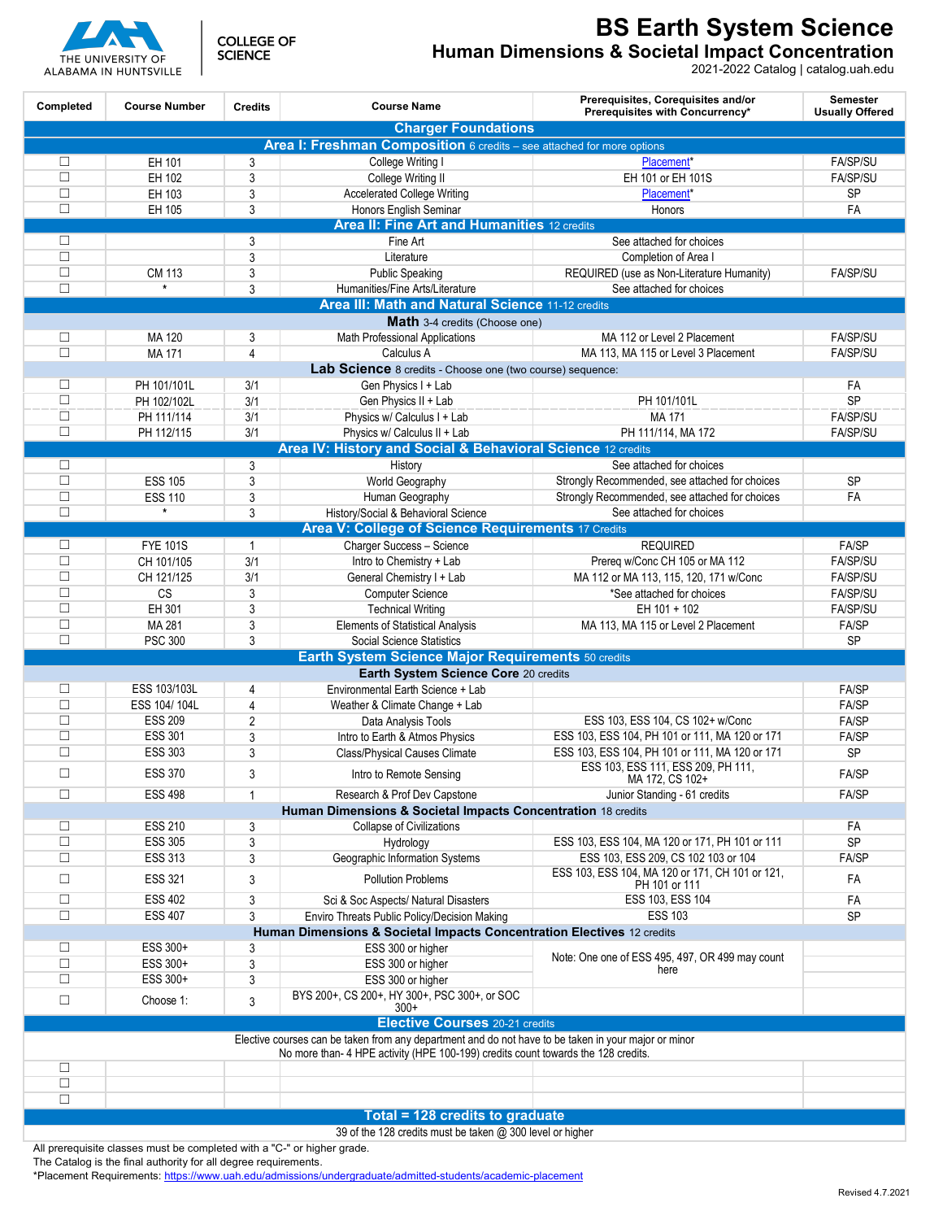THE UNIVERSITY OF ALABAMA IN HUNTSVILLE | COLLEGE OF SCIENCE

# BS Earth System Science

## Human Dimensions & Societal Impact Concentration

2021-2022 Catalog | catalog.uah.edu

| Completed | Course Number | Credits | Course Name | Prerequisites, Corequisites and/or Prerequisites with Concurrency* | Semester Usually Offered |
|---|---|---|---|---|---|
| **Charger Foundations** | | | | | |
| **Area I: Freshman Composition** 6 credits – see attached for more options | | | | | |
| ☐ | EH 101 | 3 | College Writing I | Placement* | FA/SP/SU |
| ☐ | EH 102 | 3 | College Writing II | EH 101 or EH 101S | FA/SP/SU |
| ☐ | EH 103 | 3 | Accelerated College Writing | Placement* | SP |
| ☐ | EH 105 | 3 | Honors English Seminar | Honors | FA |
| **Area II: Fine Art and Humanities** 12 credits | | | | | |
| ☐ | | 3 | Fine Art | See attached for choices | |
| ☐ | | 3 | Literature | Completion of Area I | |
| ☐ | CM 113 | 3 | Public Speaking | REQUIRED (use as Non-Literature Humanity) | FA/SP/SU |
| ☐ | * | 3 | Humanities/Fine Arts/Literature | See attached for choices | |
| **Area III: Math and Natural Science** 11-12 credits | | | | | |
| **Math** 3-4 credits (Choose one) | | | | | |
| ☐ | MA 120 | 3 | Math Professional Applications | MA 112 or Level 2 Placement | FA/SP/SU |
| ☐ | MA 171 | 4 | Calculus A | MA 113, MA 115 or Level 3 Placement | FA/SP/SU |
| **Lab Science** 8 credits - Choose one (two course) sequence: | | | | | |
| ☐ | PH 101/101L | 3/1 | Gen Physics I + Lab | | FA |
| ☐ | PH 102/102L | 3/1 | Gen Physics II + Lab | PH 101/101L | SP |
| ☐ | PH 111/114 | 3/1 | Physics w/ Calculus I + Lab | MA 171 | FA/SP/SU |
| ☐ | PH 112/115 | 3/1 | Physics w/ Calculus II + Lab | PH 111/114, MA 172 | FA/SP/SU |
| **Area IV: History and Social & Behavioral Science** 12 credits | | | | | |
| ☐ | | 3 | History | See attached for choices | |
| ☐ | ESS 105 | 3 | World Geography | Strongly Recommended, see attached for choices | SP |
| ☐ | ESS 110 | 3 | Human Geography | Strongly Recommended, see attached for choices | FA |
| ☐ | * | 3 | History/Social & Behavioral Science | See attached for choices | |
| **Area V: College of Science Requirements** 17 Credits | | | | | |
| ☐ | FYE 101S | 1 | Charger Success – Science | REQUIRED | FA/SP |
| ☐ | CH 101/105 | 3/1 | Intro to Chemistry + Lab | Prereq w/Conc CH 105 or MA 112 | FA/SP/SU |
| ☐ | CH 121/125 | 3/1 | General Chemistry I + Lab | MA 112 or MA 113, 115, 120, 171 w/Conc | FA/SP/SU |
| ☐ | CS | 3 | Computer Science | *See attached for choices | FA/SP/SU |
| ☐ | EH 301 | 3 | Technical Writing | EH 101 + 102 | FA/SP/SU |
| ☐ | MA 281 | 3 | Elements of Statistical Analysis | MA 113, MA 115 or Level 2 Placement | FA/SP |
| ☐ | PSC 300 | 3 | Social Science Statistics | | SP |
| **Earth System Science Major Requirements** 50 credits | | | | | |
| **Earth System Science Core** 20 credits | | | | | |
| ☐ | ESS 103/103L | 4 | Environmental Earth Science + Lab | | FA/SP |
| ☐ | ESS 104/ 104L | 4 | Weather & Climate Change + Lab | | FA/SP |
| ☐ | ESS 209 | 2 | Data Analysis Tools | ESS 103, ESS 104, CS 102+ w/Conc | FA/SP |
| ☐ | ESS 301 | 3 | Intro to Earth & Atmos Physics | ESS 103, ESS 104, PH 101 or 111, MA 120 or 171 | FA/SP |
| ☐ | ESS 303 | 3 | Class/Physical Causes Climate | ESS 103, ESS 104, PH 101 or 111, MA 120 or 171 | SP |
| ☐ | ESS 370 | 3 | Intro to Remote Sensing | ESS 103, ESS 111, ESS 209, PH 111, MA 172, CS 102+ | FA/SP |
| ☐ | ESS 498 | 1 | Research & Prof Dev Capstone | Junior Standing - 61 credits | FA/SP |
| **Human Dimensions & Societal Impacts Concentration** 18 credits | | | | | |
| ☐ | ESS 210 | 3 | Collapse of Civilizations | | FA |
| ☐ | ESS 305 | 3 | Hydrology | ESS 103, ESS 104, MA 120 or 171, PH 101 or 111 | SP |
| ☐ | ESS 313 | 3 | Geographic Information Systems | ESS 103, ESS 209, CS 102 103 or 104 | FA/SP |
| ☐ | ESS 321 | 3 | Pollution Problems | ESS 103, ESS 104, MA 120 or 171, CH 101 or 121, PH 101 or 111 | FA |
| ☐ | ESS 402 | 3 | Sci & Soc Aspects/ Natural Disasters | ESS 103, ESS 104 | FA |
| ☐ | ESS 407 | 3 | Enviro Threats Public Policy/Decision Making | ESS 103 | SP |
| **Human Dimensions & Societal Impacts Concentration Electives** 12 credits | | | | | |
| ☐ | ESS 300+ | 3 | ESS 300 or higher | Note: One one of ESS 495, 497, OR 499 may count here | |
| ☐ | ESS 300+ | 3 | ESS 300 or higher | | |
| ☐ | ESS 300+ | 3 | ESS 300 or higher | | |
| ☐ | Choose 1: | 3 | BYS 200+, CS 200+, HY 300+, PSC 300+, or SOC 300+ | | |
| **Elective Courses** 20-21 credits | | | | | |
| Elective courses can be taken from any department and do not have to be taken in your major or minor. No more than- 4 HPE activity (HPE 100-199) credits count towards the 128 credits. | | | | | |
| ☐ | | | | | |
| ☐ | | | | | |
| ☐ | | | | | |
| **Total = 128 credits to graduate** | | | | | |
| 39 of the 128 credits must be taken @ 300 level or higher | | | | | |

All prerequisite classes must be completed with a "C-" or higher grade.
The Catalog is the final authority for all degree requirements.
*Placement Requirements: https://www.uah.edu/admissions/undergraduate/admitted-students/academic-placement

Revised 4.7.2021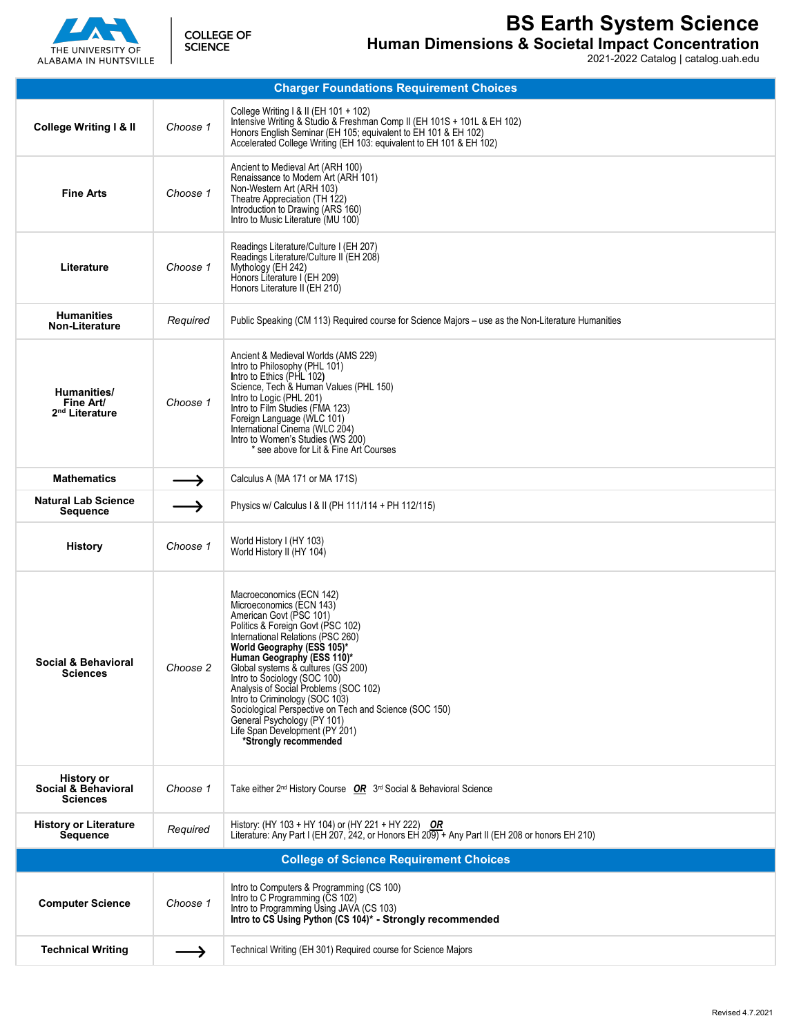# BS Earth System Science

## Human Dimensions & Societal Impact Concentration

2021-2022 Catalog | catalog.uah.edu

| | | |
|---|---|---|
| **Charger Foundations Requirement Choices** | | |
| **College Writing I & II** | *Choose 1* | College Writing I & II (EH 101 + 102)<br>Intensive Writing & Studio & Freshman Comp II (EH 101S + 101L & EH 102)<br>Honors English Seminar (EH 105; equivalent to EH 101 & EH 102)<br>Accelerated College Writing (EH 103: equivalent to EH 101 & EH 102) |
| **Fine Arts** | *Choose 1* | Ancient to Medieval Art (ARH 100)<br>Renaissance to Modern Art (ARH 101)<br>Non-Western Art (ARH 103)<br>Theatre Appreciation (TH 122)<br>Introduction to Drawing (ARS 160)<br>Intro to Music Literature (MU 100) |
| **Literature** | *Choose 1* | Readings Literature/Culture I (EH 207)<br>Readings Literature/Culture II (EH 208)<br>Mythology (EH 242)<br>Honors Literature I (EH 209)<br>Honors Literature II (EH 210) |
| **Humanities Non-Literature** | *Required* | Public Speaking (CM 113) Required course for Science Majors – use as the Non-Literature Humanities |
| **Humanities/ Fine Art/ 2nd Literature** | *Choose 1* | Ancient & Medieval Worlds (AMS 229)<br>Intro to Philosophy (PHL 101)<br>Intro to Ethics (PHL 102)<br>Science, Tech & Human Values (PHL 150)<br>Intro to Logic (PHL 201)<br>Intro to Film Studies (FMA 123)<br>Foreign Language (WLC 101)<br>International Cinema (WLC 204)<br>Intro to Women's Studies (WS 200)<br>* see above for Lit & Fine Art Courses |
| **Mathematics** | ⟶ | Calculus A (MA 171 or MA 171S) |
| **Natural Lab Science Sequence** | ⟶ | Physics w/ Calculus I & II (PH 111/114 + PH 112/115) |
| **History** | *Choose 1* | World History I (HY 103)<br>World History II (HY 104) |
| **Social & Behavioral Sciences** | *Choose 2* | Macroeconomics (ECN 142)<br>Microeconomics (ECN 143)<br>American Govt (PSC 101)<br>Politics & Foreign Govt (PSC 102)<br>International Relations (PSC 260)<br>**World Geography (ESS 105)***<br>**Human Geography (ESS 110)***<br>Global systems & cultures (GS 200)<br>Intro to Sociology (SOC 100)<br>Analysis of Social Problems (SOC 102)<br>Intro to Criminology (SOC 103)<br>Sociological Perspective on Tech and Science (SOC 150)<br>General Psychology (PY 101)<br>Life Span Development (PY 201)<br>**\*Strongly recommended** |
| **History or Social & Behavioral Sciences** | *Choose 1* | Take either 2nd History Course ***OR*** 3rd Social & Behavioral Science |
| **History or Literature Sequence** | *Required* | History: (HY 103 + HY 104) or (HY 221 + HY 222) ***OR***<br>Literature: Any Part I (EH 207, 242, or Honors EH 209) + Any Part II (EH 208 or honors EH 210) |
| **College of Science Requirement Choices** | | |
| **Computer Science** | *Choose 1* | Intro to Computers & Programming (CS 100)<br>Intro to C Programming (CS 102)<br>Intro to Programming Using JAVA (CS 103)<br>**Intro to CS Using Python (CS 104)* - Strongly recommended** |
| **Technical Writing** | ⟶ | Technical Writing (EH 301) Required course for Science Majors |

Revised 4.7.2021